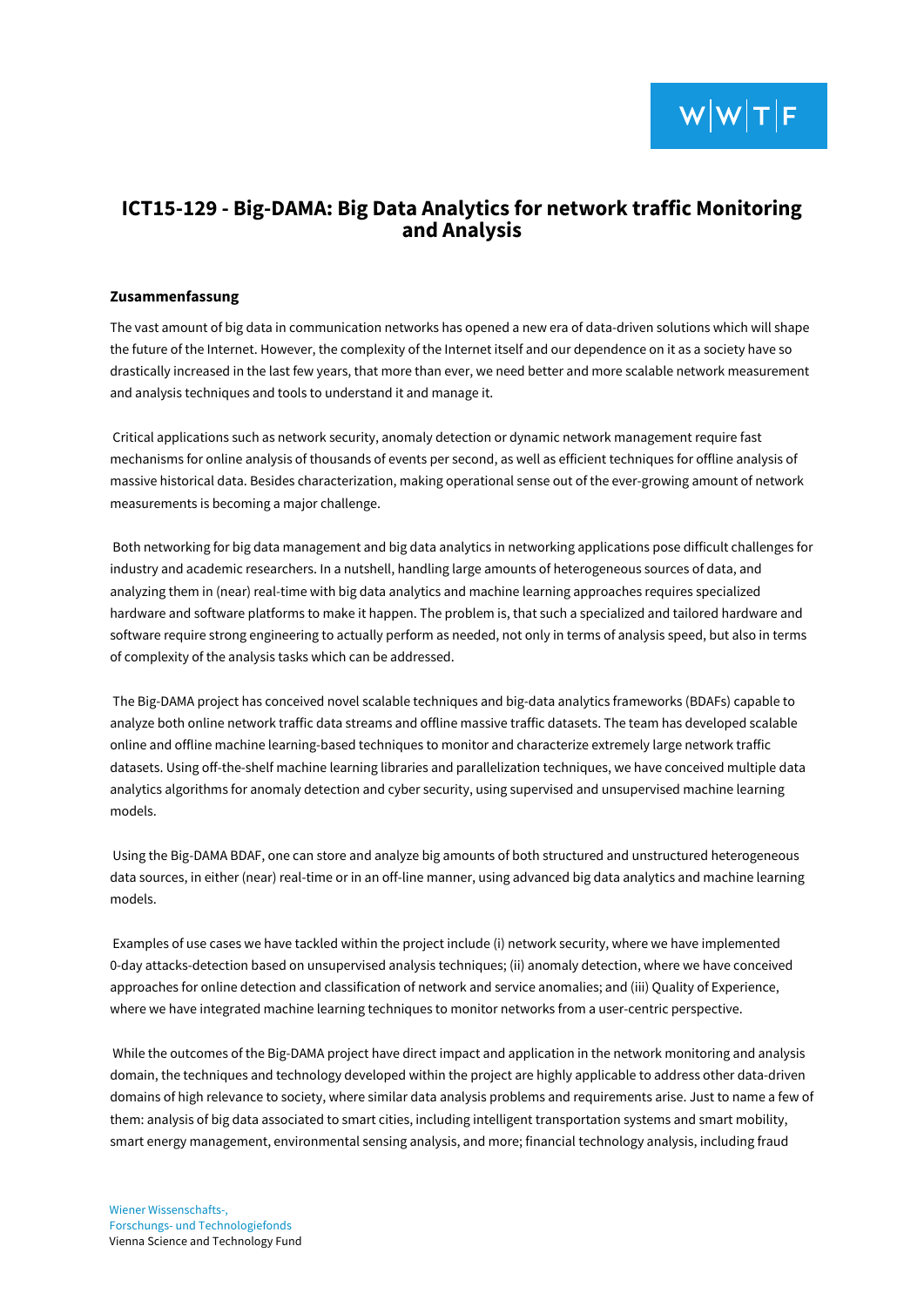# ICT15-129 - Big-DAMA: Big Data Analytics for network traffic Monitoring and Analysis

### Zusammenfassung

The vast amount of big data in communication networks has opened a new era of data-driven solutions which will shape the future of the Internet. However, the complexity of the Internet itself and our dependence on it as a society have so drastically increased in the last few years, that more than ever, we need better and more scalable network measurement and analysis techniques and tools to understand it and manage it.

Critical applications such as network security, anomaly detection or dynamic network management require fast mechanisms for online analysis of thousands of events per second, as well as efficient techniques for offline analysis of massive historical data. Besides characterization, making operational sense out of the ever-growing amount of network measurements is becoming a major challenge.

Both networking for big data management and big data analytics in networking applications pose difficult challenges for industry and academic researchers. In a nutshell, handling large amounts of heterogeneous sources of data, and analyzing them in (near) real-time with big data analytics and machine learning approaches requires specialized hardware and software platforms to make it happen. The problem is, that such a specialized and tailored hardware and software require strong engineering to actually perform as needed, not only in terms of analysis speed, but also in terms of complexity of the analysis tasks which can be addressed.

The Big-DAMA project has conceived novel scalable techniques and big-data analytics frameworks (BDAFs) capable to analyze both online network traffic data streams and offline massive traffic datasets. The team has developed scalable online and offline machine learning-based techniques to monitor and characterize extremely large network traffic datasets. Using off-the-shelf machine learning libraries and parallelization techniques, we have conceived multiple data analytics algorithms for anomaly detection and cyber security, using supervised and unsupervised machine learning models.

Using the Big-DAMA BDAF, one can store and analyze big amounts of both structured and unstructured heterogeneous data sources, in either (near) real-time or in an off-line manner, using advanced big data analytics and machine learning models.

Examples of use cases we have tackled within the project include (i) network security, where we have implemented 0-day attacks-detection based on unsupervised analysis techniques; (ii) anomaly detection, where we have conceived approaches for online detection and classification of network and service anomalies; and (iii) Quality of Experience, where we have integrated machine learning techniques to monitor networks from a user-centric perspective.

While the outcomes of the Big-DAMA project have direct impact and application in the network monitoring and analysis domain, the techniques and technology developed within the project are highly applicable to address other data-driven domains of high relevance to society, where similar data analysis problems and requirements arise. Just to name a few of them: analysis of big data associated to smart cities, including intelligent transportation systems and smart mobility, smart energy management, environmental sensing analysis, and more; financial technology analysis, including fraud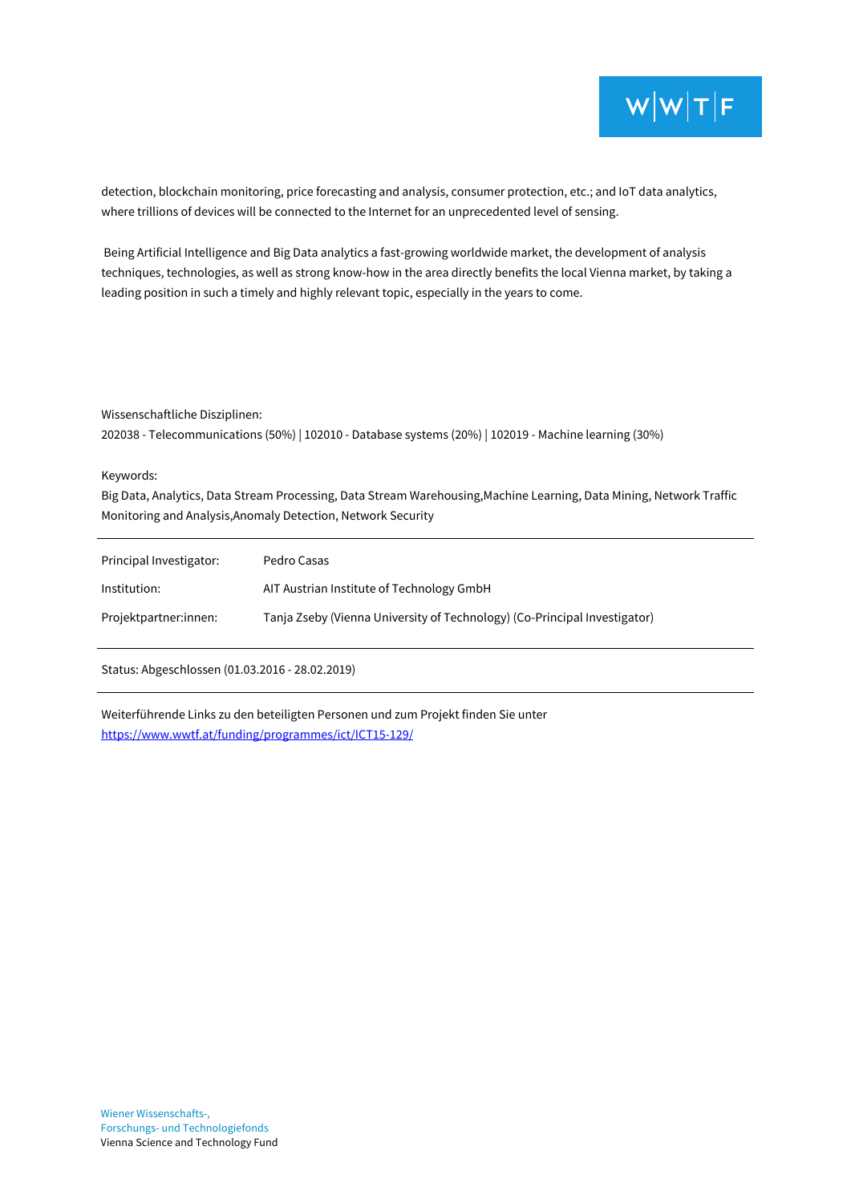detection, blockchain monitoring, price forecasting and analysis, consumer protection, etc.; and IoT data analytics, where trillions of devices will be connected to the Internet for an unprecedented level of sensing.

Being Artificial Intelligence and Big Data analytics a fast-growing worldwide market, the development of analysis techniques, technologies, as well as strong know-how in the area directly benefits the local Vienna market, by taking a leading position in such a timely and highly relevant topic, especially in the years to come.

Wissenschaftliche Disziplinen:
202038 - Telecommunications (50%) | 102010 - Database systems (20%) | 102019 - Machine learning (30%)

Keywords:
Big Data, Analytics, Data Stream Processing, Data Stream Warehousing,Machine Learning, Data Mining, Network Traffic Monitoring and Analysis,Anomaly Detection, Network Security

| | |
|---|---|
| Principal Investigator: | Pedro Casas |
| Institution: | AIT Austrian Institute of Technology GmbH |
| Projektpartner:innen: | Tanja Zseby (Vienna University of Technology) (Co-Principal Investigator) |

Status: Abgeschlossen (01.03.2016 - 28.02.2019)

Weiterführende Links zu den beteiligten Personen und zum Projekt finden Sie unter
https://www.wwtf.at/funding/programmes/ict/ICT15-129/